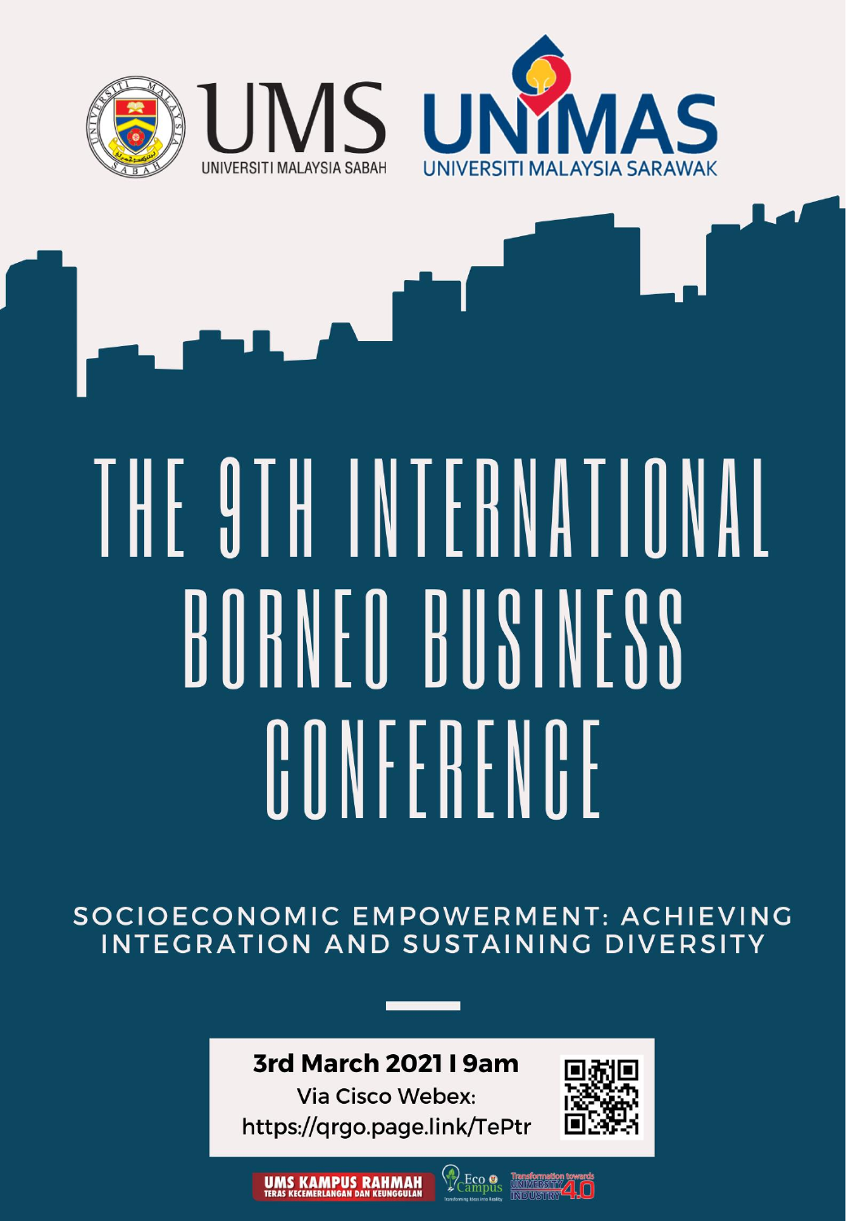UMS UNIVERSITI MALAYSIA SABAH

UNIMAS UNIVERSITI MALAYSIA SARAWAK

# THE 9TH INTERNATIONAL BORNEO BUSINESS CONFERENCE

## SOCIOECONOMIC EMPOWERMENT: ACHIEVING INTEGRATION AND SUSTAINING DIVERSITY

**3rd March 2021 I 9am**

Via Cisco Webex:
https://qrgo.page.link/TePtr

UMS KAMPUS RAHMAH
TERAS KECEMERLANGAN DAN KEUNGGULAN

Eco Campus

Transformation towards UNIVERSITY INDUSTRY 4.0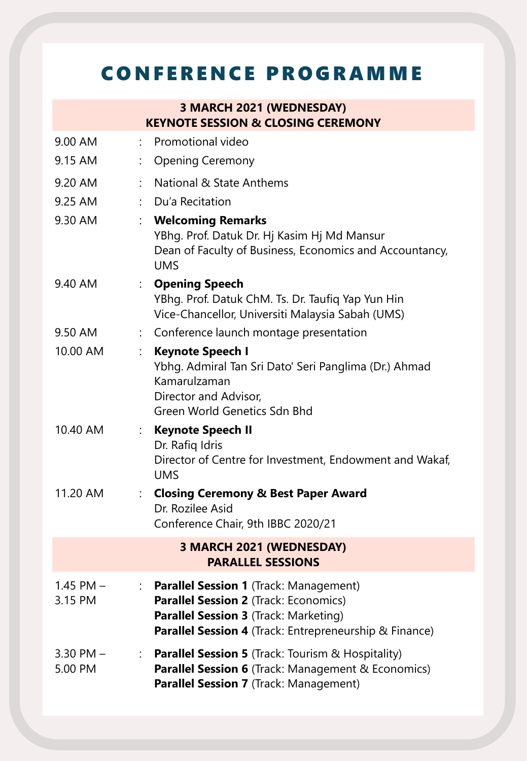# CONFERENCE PROGRAMME

## 3 MARCH 2021 (WEDNESDAY)
## KEYNOTE SESSION & CLOSING CEREMONY

| | | |
|---|---|---|
| 9.00 AM | : | Promotional video |
| 9.15 AM | : | Opening Ceremony |
| 9.20 AM | : | National & State Anthems |
| 9.25 AM | : | Du'a Recitation |
| 9.30 AM | : | **Welcoming Remarks**<br>YBhg. Prof. Datuk Dr. Hj Kasim Hj Md Mansur<br>Dean of Faculty of Business, Economics and Accountancy, UMS |
| 9.40 AM | : | **Opening Speech**<br>YBhg. Prof. Datuk ChM. Ts. Dr. Taufiq Yap Yun Hin<br>Vice-Chancellor, Universiti Malaysia Sabah (UMS) |
| 9.50 AM | : | Conference launch montage presentation |
| 10.00 AM | : | **Keynote Speech I**<br>Ybhg. Admiral Tan Sri Dato' Seri Panglima (Dr.) Ahmad Kamarulzaman<br>Director and Advisor,<br>Green World Genetics Sdn Bhd |
| 10.40 AM | : | **Keynote Speech II**<br>Dr. Rafiq Idris<br>Director of Centre for Investment, Endowment and Wakaf, UMS |
| 11.20 AM | : | **Closing Ceremony & Best Paper Award**<br>Dr. Rozilee Asid<br>Conference Chair, 9th IBBC 2020/21 |

## 3 MARCH 2021 (WEDNESDAY)
## PARALLEL SESSIONS

| | | |
|---|---|---|
| 1.45 PM – 3.15 PM | : | **Parallel Session 1** (Track: Management)<br>**Parallel Session 2** (Track: Economics)<br>**Parallel Session 3** (Track: Marketing)<br>**Parallel Session 4** (Track: Entrepreneurship & Finance) |
| 3.30 PM – 5.00 PM | : | **Parallel Session 5** (Track: Tourism & Hospitality)<br>**Parallel Session 6** (Track: Management & Economics)<br>**Parallel Session 7** (Track: Management) |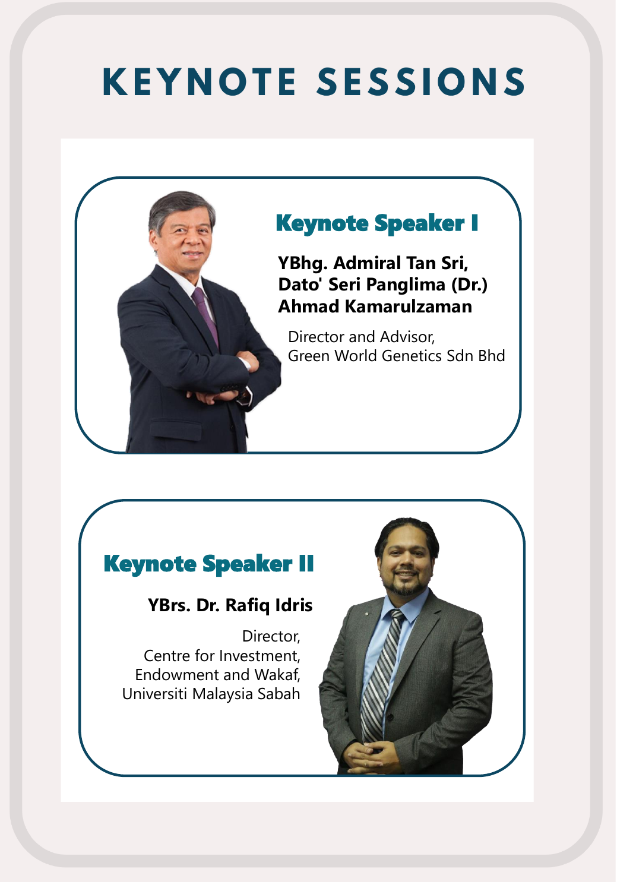# KEYNOTE SESSIONS

## Keynote Speaker I

**YBhg. Admiral Tan Sri, Dato' Seri Panglima (Dr.) Ahmad Kamarulzaman**

Director and Advisor,
Green World Genetics Sdn Bhd

## Keynote Speaker II

**YBrs. Dr. Rafiq Idris**

Director,
Centre for Investment, Endowment and Wakaf,
Universiti Malaysia Sabah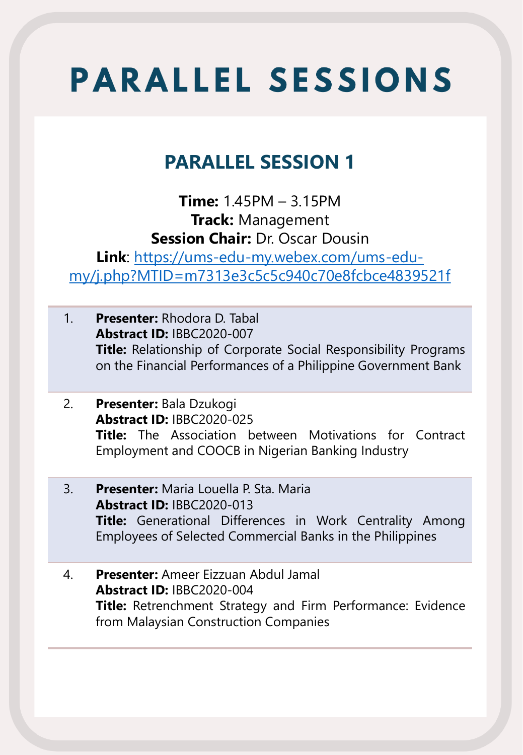# PARALLEL SESSIONS

## PARALLEL SESSION 1

**Time:** 1.45PM – 3.15PM
**Track:** Management
**Session Chair:** Dr. Oscar Dousin
**Link**: https://ums-edu-my.webex.com/ums-edu-my/j.php?MTID=m7313e3c5c5c940c70e8fcbce4839521f

1. **Presenter:** Rhodora D. Tabal
   **Abstract ID:** IBBC2020-007
   **Title:** Relationship of Corporate Social Responsibility Programs on the Financial Performances of a Philippine Government Bank

2. **Presenter:** Bala Dzukogi
   **Abstract ID:** IBBC2020-025
   **Title:** The Association between Motivations for Contract Employment and COOCB in Nigerian Banking Industry

3. **Presenter:** Maria Louella P. Sta. Maria
   **Abstract ID:** IBBC2020-013
   **Title:** Generational Differences in Work Centrality Among Employees of Selected Commercial Banks in the Philippines

4. **Presenter:** Ameer Eizzuan Abdul Jamal
   **Abstract ID:** IBBC2020-004
   **Title:** Retrenchment Strategy and Firm Performance: Evidence from Malaysian Construction Companies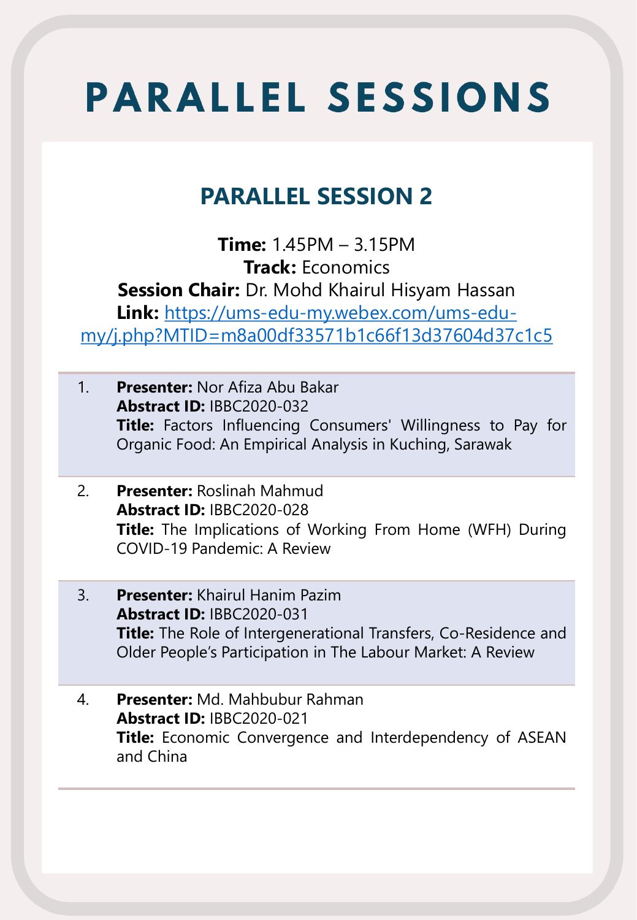# PARALLEL SESSIONS

## PARALLEL SESSION 2

**Time:** 1.45PM – 3.15PM
**Track:** Economics
**Session Chair:** Dr. Mohd Khairul Hisyam Hassan
**Link:** https://ums-edu-my.webex.com/ums-edu-my/j.php?MTID=m8a00df33571b1c66f13d37604d37c1c5

1. **Presenter:** Nor Afiza Abu Bakar
   **Abstract ID:** IBBC2020-032
   **Title:** Factors Influencing Consumers' Willingness to Pay for Organic Food: An Empirical Analysis in Kuching, Sarawak

2. **Presenter:** Roslinah Mahmud
   **Abstract ID:** IBBC2020-028
   **Title:** The Implications of Working From Home (WFH) During COVID-19 Pandemic: A Review

3. **Presenter:** Khairul Hanim Pazim
   **Abstract ID:** IBBC2020-031
   **Title:** The Role of Intergenerational Transfers, Co-Residence and Older People's Participation in The Labour Market: A Review

4. **Presenter:** Md. Mahbubur Rahman
   **Abstract ID:** IBBC2020-021
   **Title:** Economic Convergence and Interdependency of ASEAN and China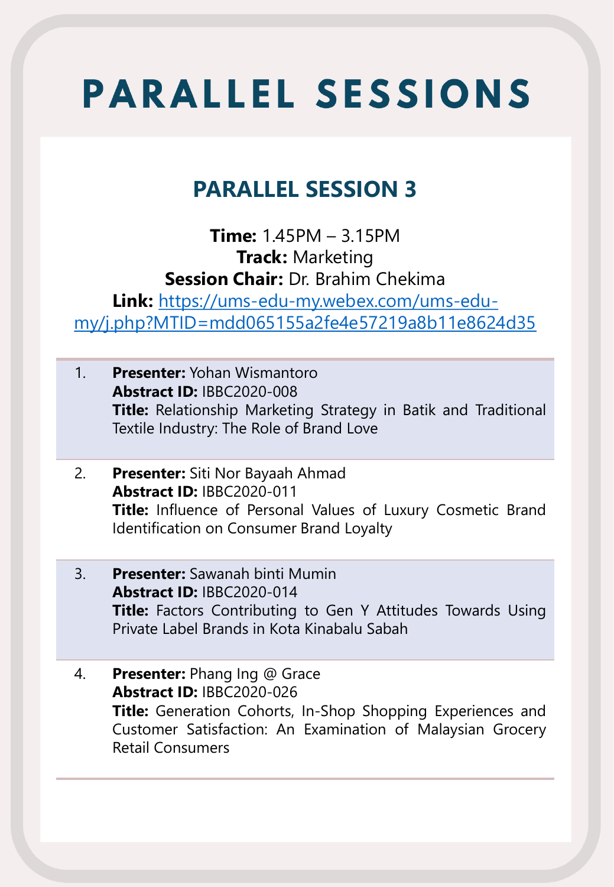# PARALLEL SESSIONS

## PARALLEL SESSION 3

**Time:** 1.45PM – 3.15PM
**Track:** Marketing
**Session Chair:** Dr. Brahim Chekima
**Link:** https://ums-edu-my.webex.com/ums-edu-my/j.php?MTID=mdd065155a2fe4e57219a8b11e8624d35

1. **Presenter:** Yohan Wismantoro
   **Abstract ID:** IBBC2020-008
   **Title:** Relationship Marketing Strategy in Batik and Traditional Textile Industry: The Role of Brand Love

2. **Presenter:** Siti Nor Bayaah Ahmad
   **Abstract ID:** IBBC2020-011
   **Title:** Influence of Personal Values of Luxury Cosmetic Brand Identification on Consumer Brand Loyalty

3. **Presenter:** Sawanah binti Mumin
   **Abstract ID:** IBBC2020-014
   **Title:** Factors Contributing to Gen Y Attitudes Towards Using Private Label Brands in Kota Kinabalu Sabah

4. **Presenter:** Phang Ing @ Grace
   **Abstract ID:** IBBC2020-026
   **Title:** Generation Cohorts, In-Shop Shopping Experiences and Customer Satisfaction: An Examination of Malaysian Grocery Retail Consumers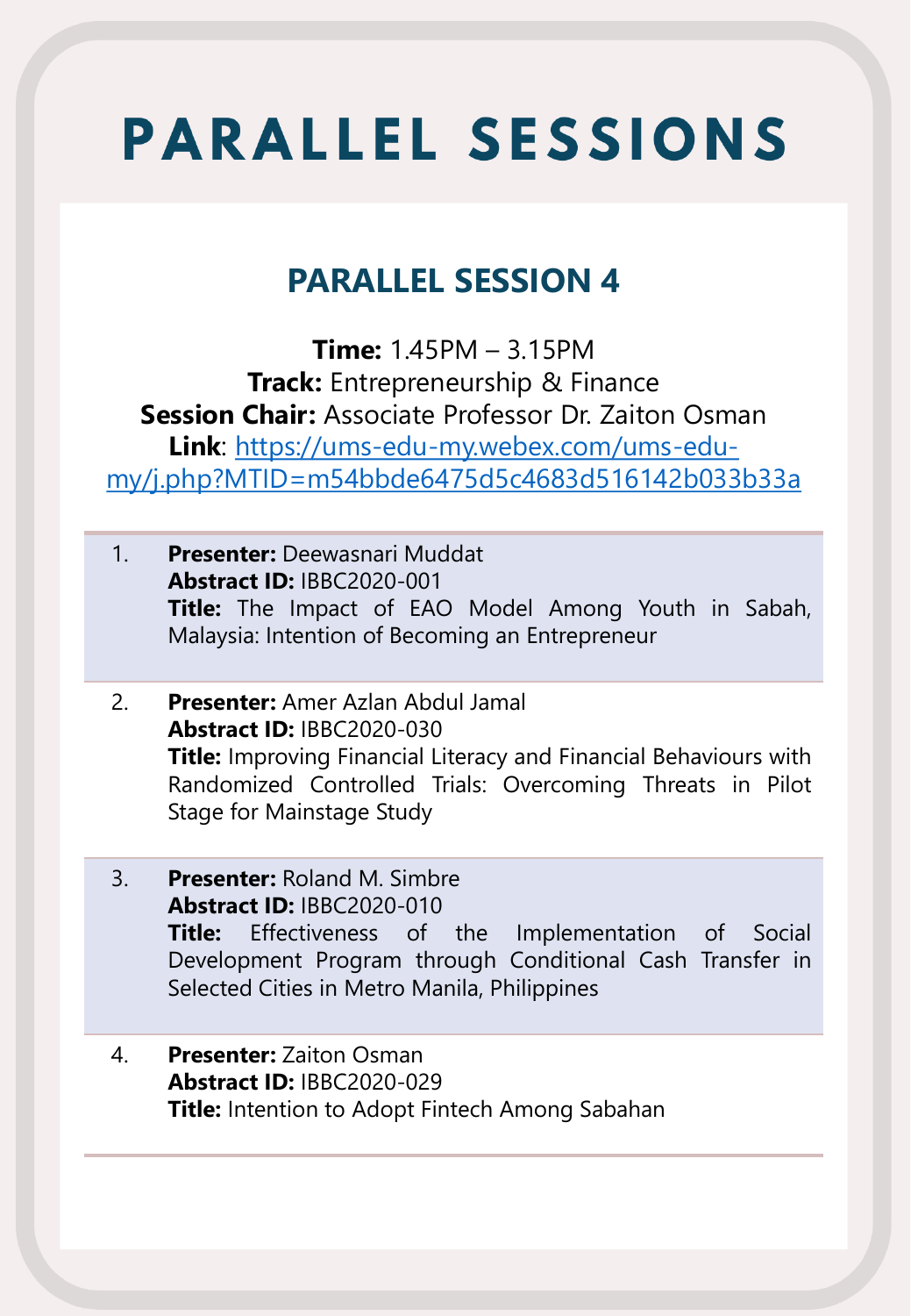# PARALLEL SESSIONS

## PARALLEL SESSION 4

**Time:** 1.45PM – 3.15PM
**Track:** Entrepreneurship & Finance
**Session Chair:** Associate Professor Dr. Zaiton Osman
**Link**: https://ums-edu-my.webex.com/ums-edu-my/j.php?MTID=m54bbde6475d5c4683d516142b033b33a

1. **Presenter:** Deewasnari Muddat
   **Abstract ID:** IBBC2020-001
   **Title:** The Impact of EAO Model Among Youth in Sabah, Malaysia: Intention of Becoming an Entrepreneur

2. **Presenter:** Amer Azlan Abdul Jamal
   **Abstract ID:** IBBC2020-030
   **Title:** Improving Financial Literacy and Financial Behaviours with Randomized Controlled Trials: Overcoming Threats in Pilot Stage for Mainstage Study

3. **Presenter:** Roland M. Simbre
   **Abstract ID:** IBBC2020-010
   **Title:** Effectiveness of the Implementation of Social Development Program through Conditional Cash Transfer in Selected Cities in Metro Manila, Philippines

4. **Presenter:** Zaiton Osman
   **Abstract ID:** IBBC2020-029
   **Title:** Intention to Adopt Fintech Among Sabahan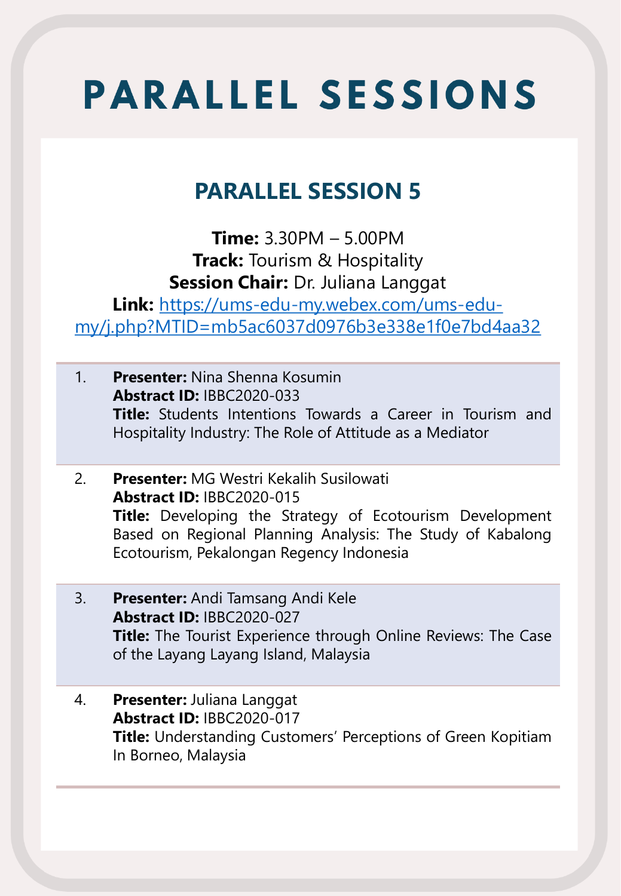# PARALLEL SESSIONS

## PARALLEL SESSION 5

**Time:** 3.30PM – 5.00PM
**Track:** Tourism & Hospitality
**Session Chair:** Dr. Juliana Langgat
**Link:** https://ums-edu-my.webex.com/ums-edu-my/j.php?MTID=mb5ac6037d0976b3e338e1f0e7bd4aa32

1. **Presenter:** Nina Shenna Kosumin
   **Abstract ID:** IBBC2020-033
   **Title:** Students Intentions Towards a Career in Tourism and Hospitality Industry: The Role of Attitude as a Mediator

2. **Presenter:** MG Westri Kekalih Susilowati
   **Abstract ID:** IBBC2020-015
   **Title:** Developing the Strategy of Ecotourism Development Based on Regional Planning Analysis: The Study of Kabalong Ecotourism, Pekalongan Regency Indonesia

3. **Presenter:** Andi Tamsang Andi Kele
   **Abstract ID:** IBBC2020-027
   **Title:** The Tourist Experience through Online Reviews: The Case of the Layang Layang Island, Malaysia

4. **Presenter:** Juliana Langgat
   **Abstract ID:** IBBC2020-017
   **Title:** Understanding Customers' Perceptions of Green Kopitiam In Borneo, Malaysia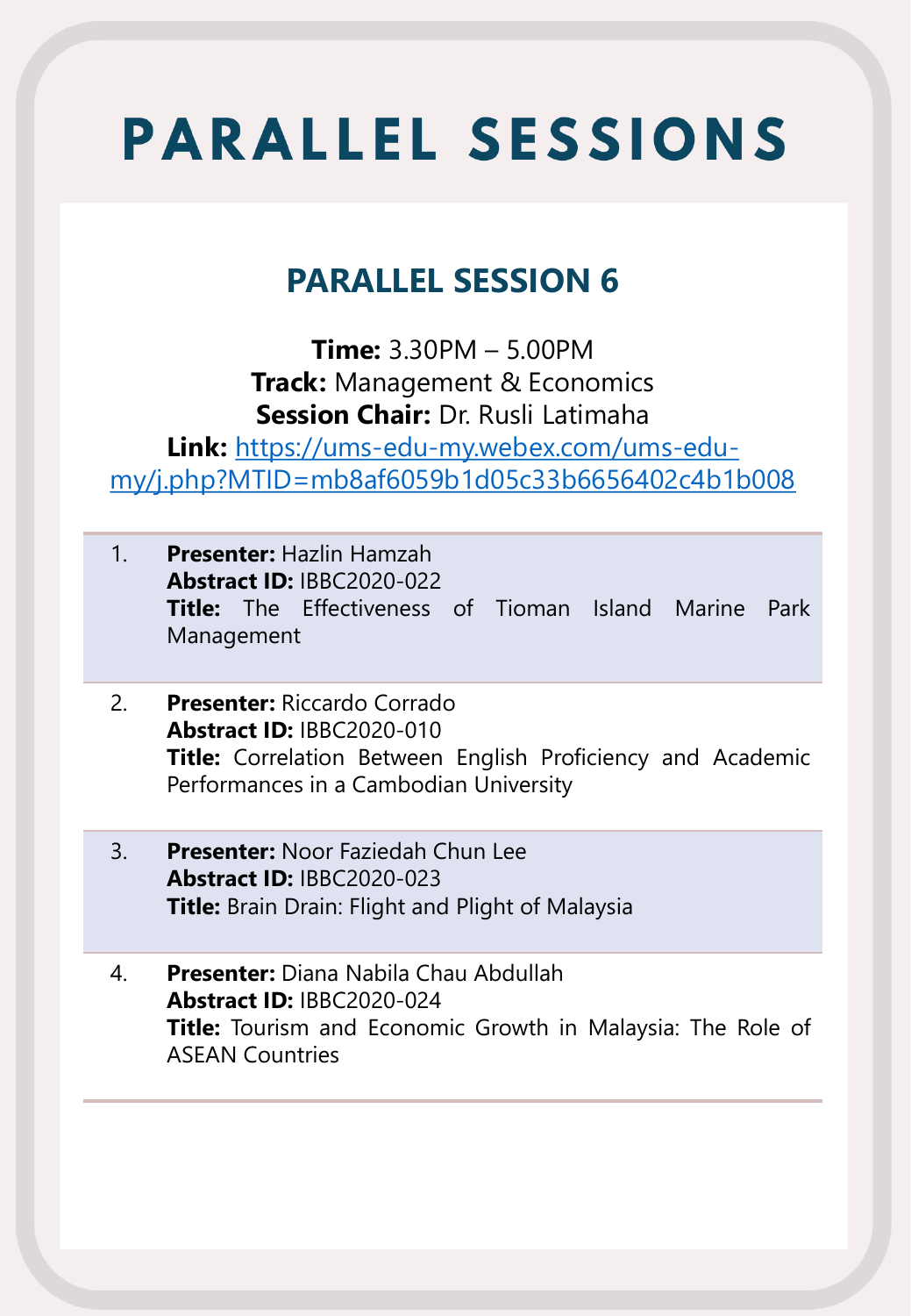# PARALLEL SESSIONS

## PARALLEL SESSION 6

**Time:** 3.30PM – 5.00PM
**Track:** Management & Economics
**Session Chair:** Dr. Rusli Latimaha
**Link:** https://ums-edu-my.webex.com/ums-edu-my/j.php?MTID=mb8af6059b1d05c33b6656402c4b1b008

1. **Presenter:** Hazlin Hamzah
   **Abstract ID:** IBBC2020-022
   **Title:** The Effectiveness of Tioman Island Marine Park Management

2. **Presenter:** Riccardo Corrado
   **Abstract ID:** IBBC2020-010
   **Title:** Correlation Between English Proficiency and Academic Performances in a Cambodian University

3. **Presenter:** Noor Faziedah Chun Lee
   **Abstract ID:** IBBC2020-023
   **Title:** Brain Drain: Flight and Plight of Malaysia

4. **Presenter:** Diana Nabila Chau Abdullah
   **Abstract ID:** IBBC2020-024
   **Title:** Tourism and Economic Growth in Malaysia: The Role of ASEAN Countries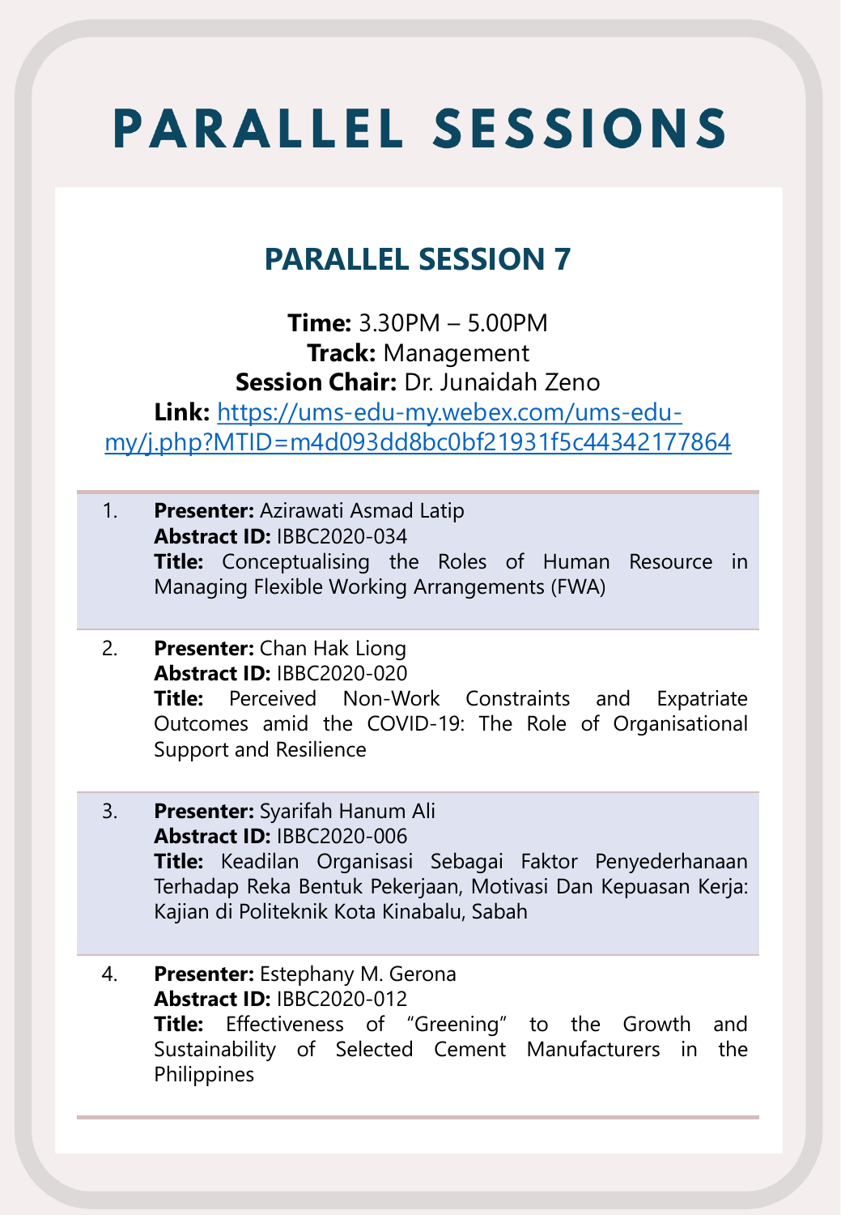# PARALLEL SESSIONS

## PARALLEL SESSION 7

**Time:** 3.30PM – 5.00PM
**Track:** Management
**Session Chair:** Dr. Junaidah Zeno
**Link:** [https://ums-edu-my.webex.com/ums-edu-my/j.php?MTID=m4d093dd8bc0bf21931f5c44342177864](https://ums-edu-my.webex.com/ums-edu-my/j.php?MTID=m4d093dd8bc0bf21931f5c44342177864)

1. **Presenter:** Azirawati Asmad Latip
   **Abstract ID:** IBBC2020-034
   **Title:** Conceptualising the Roles of Human Resource in Managing Flexible Working Arrangements (FWA)

2. **Presenter:** Chan Hak Liong
   **Abstract ID:** IBBC2020-020
   **Title:** Perceived Non-Work Constraints and Expatriate Outcomes amid the COVID-19: The Role of Organisational Support and Resilience

3. **Presenter:** Syarifah Hanum Ali
   **Abstract ID:** IBBC2020-006
   **Title:** Keadilan Organisasi Sebagai Faktor Penyederhanaan Terhadap Reka Bentuk Pekerjaan, Motivasi Dan Kepuasan Kerja: Kajian di Politeknik Kota Kinabalu, Sabah

4. **Presenter:** Estephany M. Gerona
   **Abstract ID:** IBBC2020-012
   **Title:** Effectiveness of "Greening" to the Growth and Sustainability of Selected Cement Manufacturers in the Philippines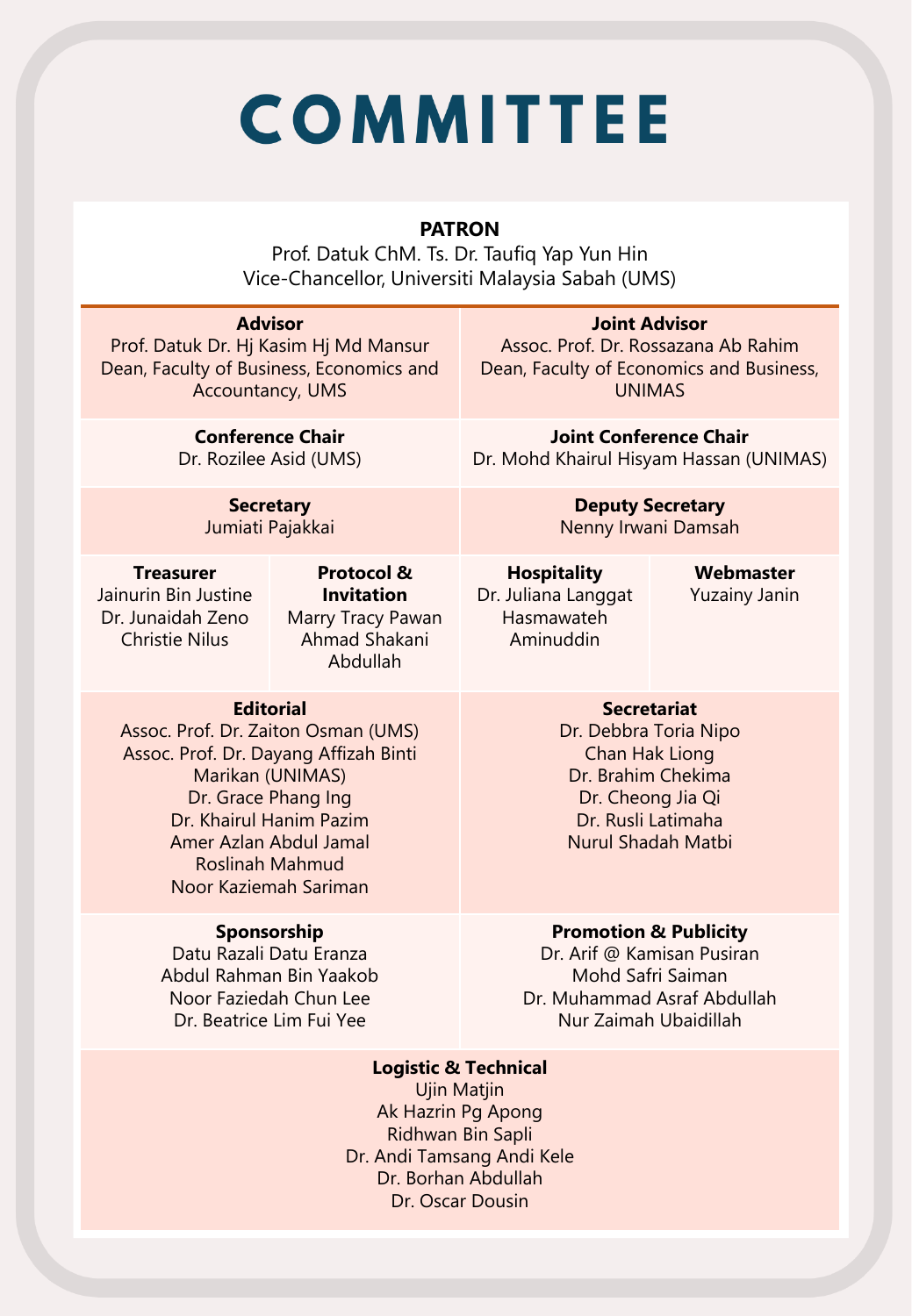# COMMITTEE

**PATRON**
Prof. Datuk ChM. Ts. Dr. Taufiq Yap Yun Hin
Vice-Chancellor, Universiti Malaysia Sabah (UMS)

**Advisor**
Prof. Datuk Dr. Hj Kasim Hj Md Mansur
Dean, Faculty of Business, Economics and Accountancy, UMS

**Joint Advisor**
Assoc. Prof. Dr. Rossazana Ab Rahim
Dean, Faculty of Economics and Business, UNIMAS

**Conference Chair**
Dr. Rozilee Asid (UMS)

**Joint Conference Chair**
Dr. Mohd Khairul Hisyam Hassan (UNIMAS)

**Secretary**
Jumiati Pajakkai

**Deputy Secretary**
Nenny Irwani Damsah

**Treasurer**
Jainurin Bin Justine
Dr. Junaidah Zeno
Christie Nilus

**Protocol & Invitation**
Marry Tracy Pawan
Ahmad Shakani Abdullah

**Hospitality**
Dr. Juliana Langgat
Hasmawateh Aminuddin

**Webmaster**
Yuzainy Janin

**Editorial**
Assoc. Prof. Dr. Zaiton Osman (UMS)
Assoc. Prof. Dr. Dayang Affizah Binti Marikan (UNIMAS)
Dr. Grace Phang Ing
Dr. Khairul Hanim Pazim
Amer Azlan Abdul Jamal
Roslinah Mahmud
Noor Kaziemah Sariman

**Secretariat**
Dr. Debbra Toria Nipo
Chan Hak Liong
Dr. Brahim Chekima
Dr. Cheong Jia Qi
Dr. Rusli Latimaha
Nurul Shadah Matbi

**Sponsorship**
Datu Razali Datu Eranza
Abdul Rahman Bin Yaakob
Noor Faziedah Chun Lee
Dr. Beatrice Lim Fui Yee

**Promotion & Publicity**
Dr. Arif @ Kamisan Pusiran
Mohd Safri Saiman
Dr. Muhammad Asraf Abdullah
Nur Zaimah Ubaidillah

**Logistic & Technical**
Ujin Matjin
Ak Hazrin Pg Apong
Ridhwan Bin Sapli
Dr. Andi Tamsang Andi Kele
Dr. Borhan Abdullah
Dr. Oscar Dousin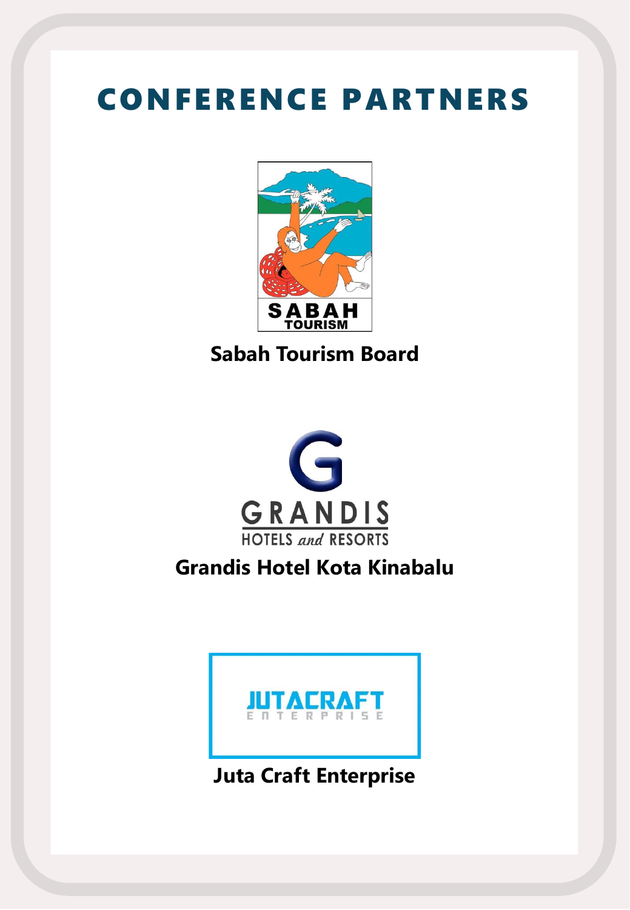# CONFERENCE PARTNERS

**Sabah Tourism Board**

**Grandis Hotel Kota Kinabalu**

**Juta Craft Enterprise**